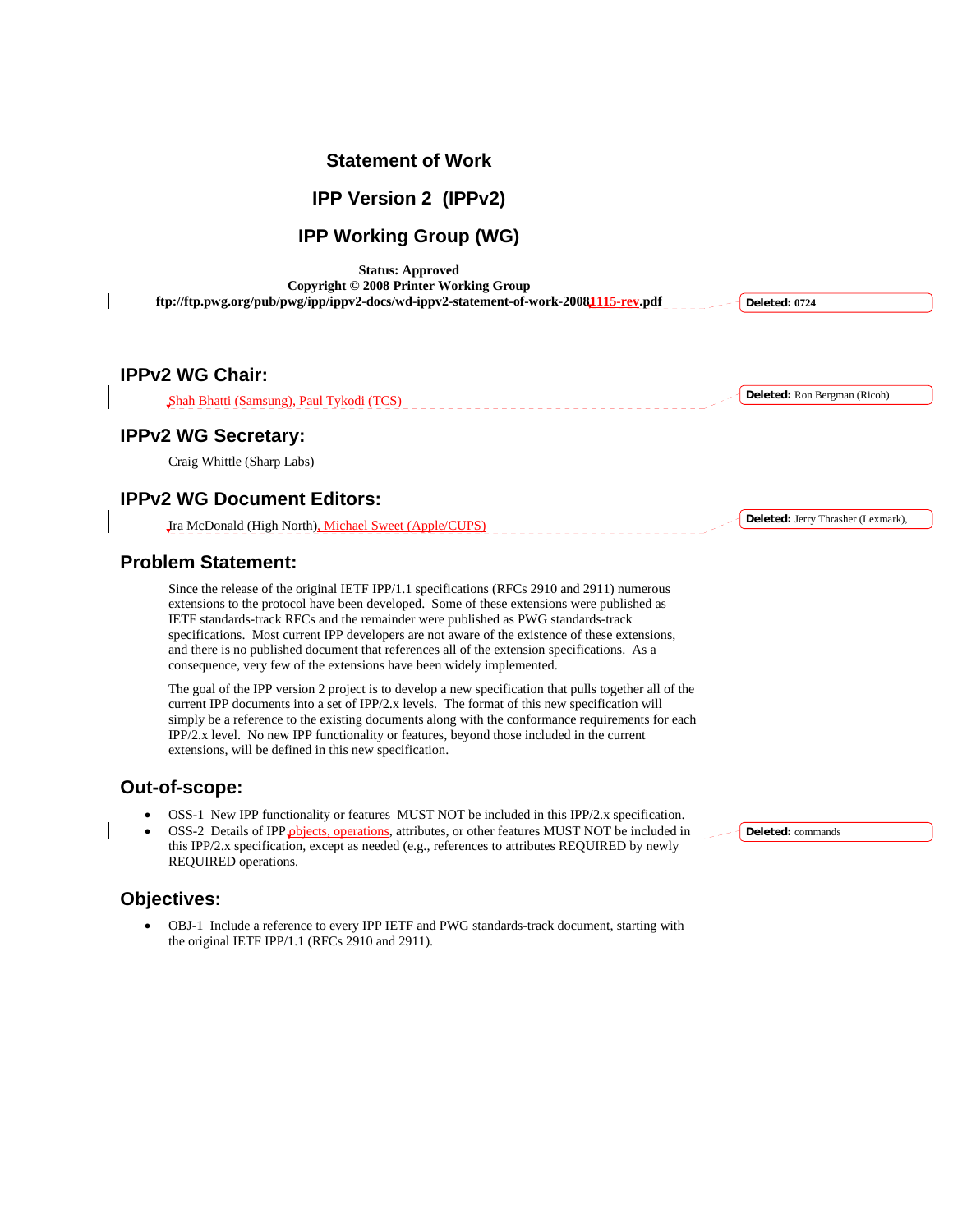# Statement of Work

# IPP Version 2 (IPPv2)

# IPP Working Group (WG)

**Status: Approved**
**Copyright © 2008 Printer Working Group**
**ftp://ftp.pwg.org/pub/pwg/ipp/ippv2-docs/wd-ippv2-statement-of-work-20081115-rev.pdf**

## IPPv2 WG Chair:

Shah Bhatti (Samsung), Paul Tykodi (TCS)

## IPPv2 WG Secretary:

Craig Whittle (Sharp Labs)

## IPPv2 WG Document Editors:

Ira McDonald (High North), Michael Sweet (Apple/CUPS)

## Problem Statement:

Since the release of the original IETF IPP/1.1 specifications (RFCs 2910 and 2911) numerous extensions to the protocol have been developed. Some of these extensions were published as IETF standards-track RFCs and the remainder were published as PWG standards-track specifications. Most current IPP developers are not aware of the existence of these extensions, and there is no published document that references all of the extension specifications. As a consequence, very few of the extensions have been widely implemented.

The goal of the IPP version 2 project is to develop a new specification that pulls together all of the current IPP documents into a set of IPP/2.x levels. The format of this new specification will simply be a reference to the existing documents along with the conformance requirements for each IPP/2.x level. No new IPP functionality or features, beyond those included in the current extensions, will be defined in this new specification.

## Out-of-scope:

- OSS-1 New IPP functionality or features MUST NOT be included in this IPP/2.x specification.
- OSS-2 Details of IPP objects, operations, attributes, or other features MUST NOT be included in this IPP/2.x specification, except as needed (e.g., references to attributes REQUIRED by newly REQUIRED operations.

## Objectives:

- OBJ-1 Include a reference to every IPP IETF and PWG standards-track document, starting with the original IETF IPP/1.1 (RFCs 2910 and 2911).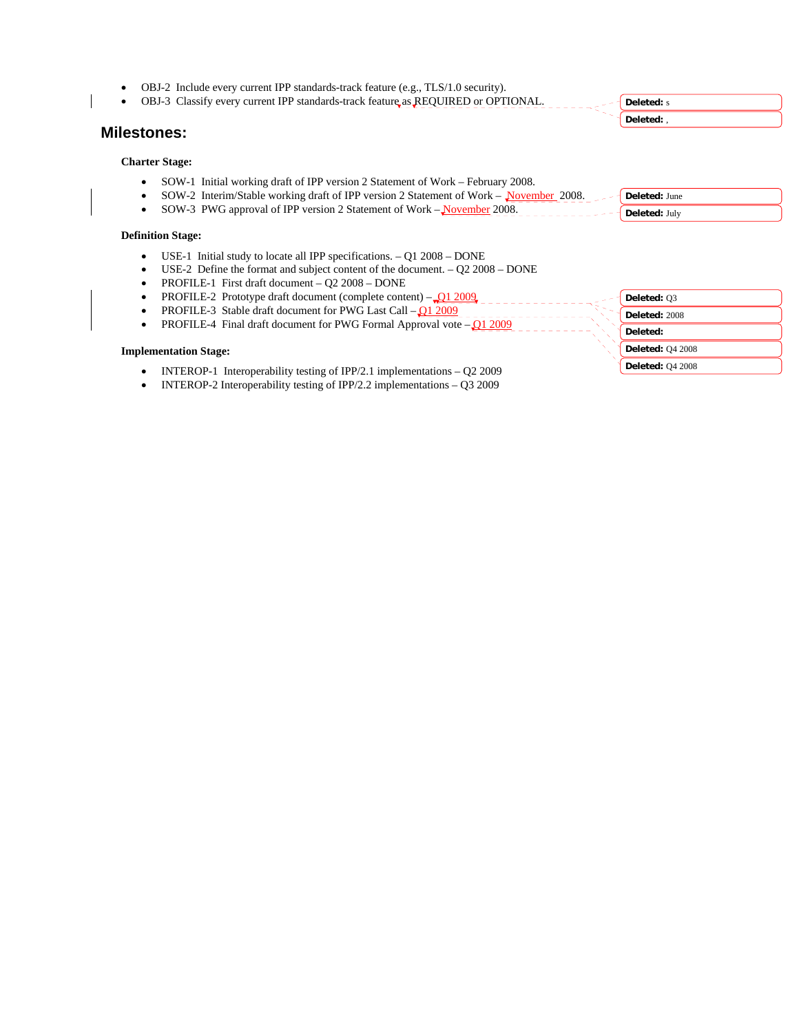- OBJ-2 Include every current IPP standards-track feature (e.g., TLS/1.0 security).
- OBJ-3 Classify every current IPP standards-track feature as REQUIRED or OPTIONAL.

## Milestones:

**Charter Stage:**

- SOW-1 Initial working draft of IPP version 2 Statement of Work – February 2008.
- SOW-2 Interim/Stable working draft of IPP version 2 Statement of Work – November 2008.
- SOW-3 PWG approval of IPP version 2 Statement of Work – November 2008.

**Definition Stage:**

- USE-1 Initial study to locate all IPP specifications. – Q1 2008 – DONE
- USE-2 Define the format and subject content of the document. – Q2 2008 – DONE
- PROFILE-1 First draft document – Q2 2008 – DONE
- PROFILE-2 Prototype draft document (complete content) – Q1 2009
- PROFILE-3 Stable draft document for PWG Last Call – Q1 2009
- PROFILE-4 Final draft document for PWG Formal Approval vote – Q1 2009

**Implementation Stage:**

- INTEROP-1 Interoperability testing of IPP/2.1 implementations – Q2 2009
- INTEROP-2 Interoperability testing of IPP/2.2 implementations – Q3 2009

Deleted: s

Deleted: ,

Deleted: June

Deleted: July

Deleted: Q3

Deleted: 2008

Deleted:

Deleted: Q4 2008

Deleted: Q4 2008